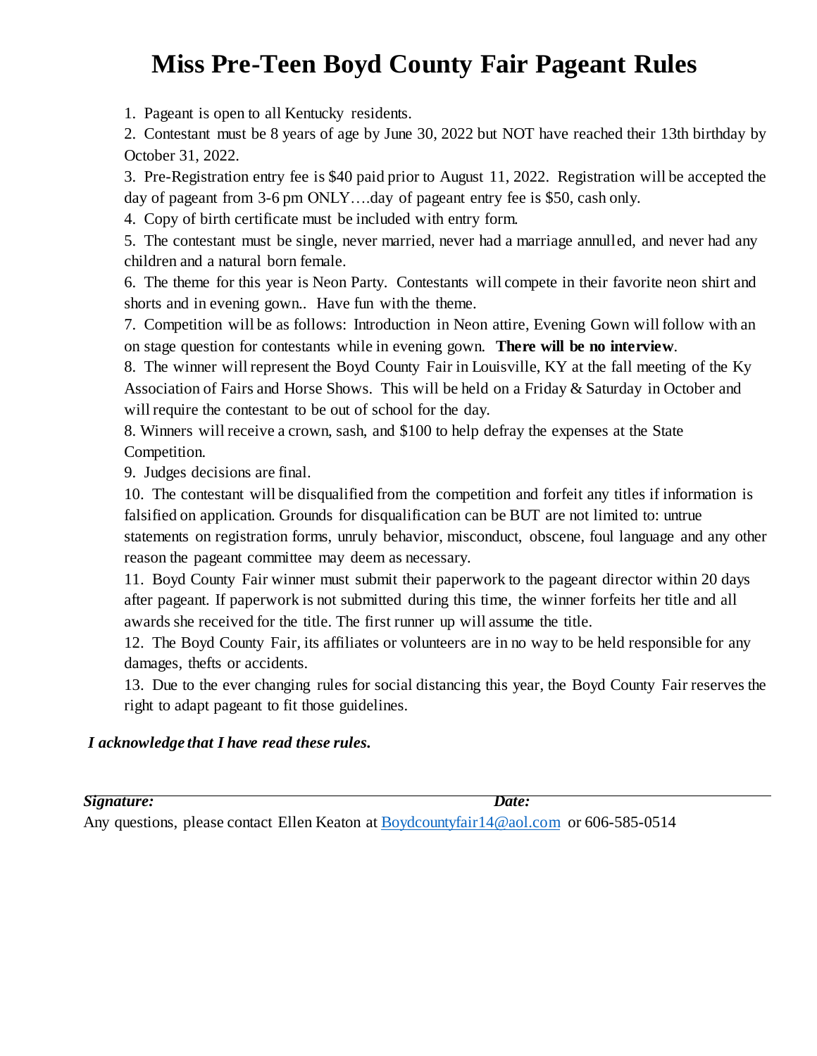# Miss Pre-Teen Boyd County Fair Pageant Rules

1. Pageant is open to all Kentucky residents.
2. Contestant must be 8 years of age by June 30, 2022 but NOT have reached their 13th birthday by October 31, 2022.
3. Pre-Registration entry fee is $40 paid prior to August 11, 2022. Registration will be accepted the day of pageant from 3-6 pm ONLY….day of pageant entry fee is $50, cash only.
4. Copy of birth certificate must be included with entry form.
5. The contestant must be single, never married, never had a marriage annulled, and never had any children and a natural born female.
6. The theme for this year is Neon Party. Contestants will compete in their favorite neon shirt and shorts and in evening gown.. Have fun with the theme.
7. Competition will be as follows: Introduction in Neon attire, Evening Gown will follow with an on stage question for contestants while in evening gown. **There will be no interview**.
8. The winner will represent the Boyd County Fair in Louisville, KY at the fall meeting of the Ky Association of Fairs and Horse Shows. This will be held on a Friday & Saturday in October and will require the contestant to be out of school for the day.
8. Winners will receive a crown, sash, and $100 to help defray the expenses at the State Competition.
9. Judges decisions are final.
10. The contestant will be disqualified from the competition and forfeit any titles if information is falsified on application. Grounds for disqualification can be BUT are not limited to: untrue statements on registration forms, unruly behavior, misconduct, obscene, foul language and any other reason the pageant committee may deem as necessary.
11. Boyd County Fair winner must submit their paperwork to the pageant director within 20 days after pageant. If paperwork is not submitted during this time, the winner forfeits her title and all awards she received for the title. The first runner up will assume the title.
12. The Boyd County Fair, its affiliates or volunteers are in no way to be held responsible for any damages, thefts or accidents.
13. Due to the ever changing rules for social distancing this year, the Boyd County Fair reserves the right to adapt pageant to fit those guidelines.

***I acknowledge that I have read these rules.***

***Signature:*** ***Date:***

Any questions, please contact Ellen Keaton at Boydcountyfair14@aol.com or 606-585-0514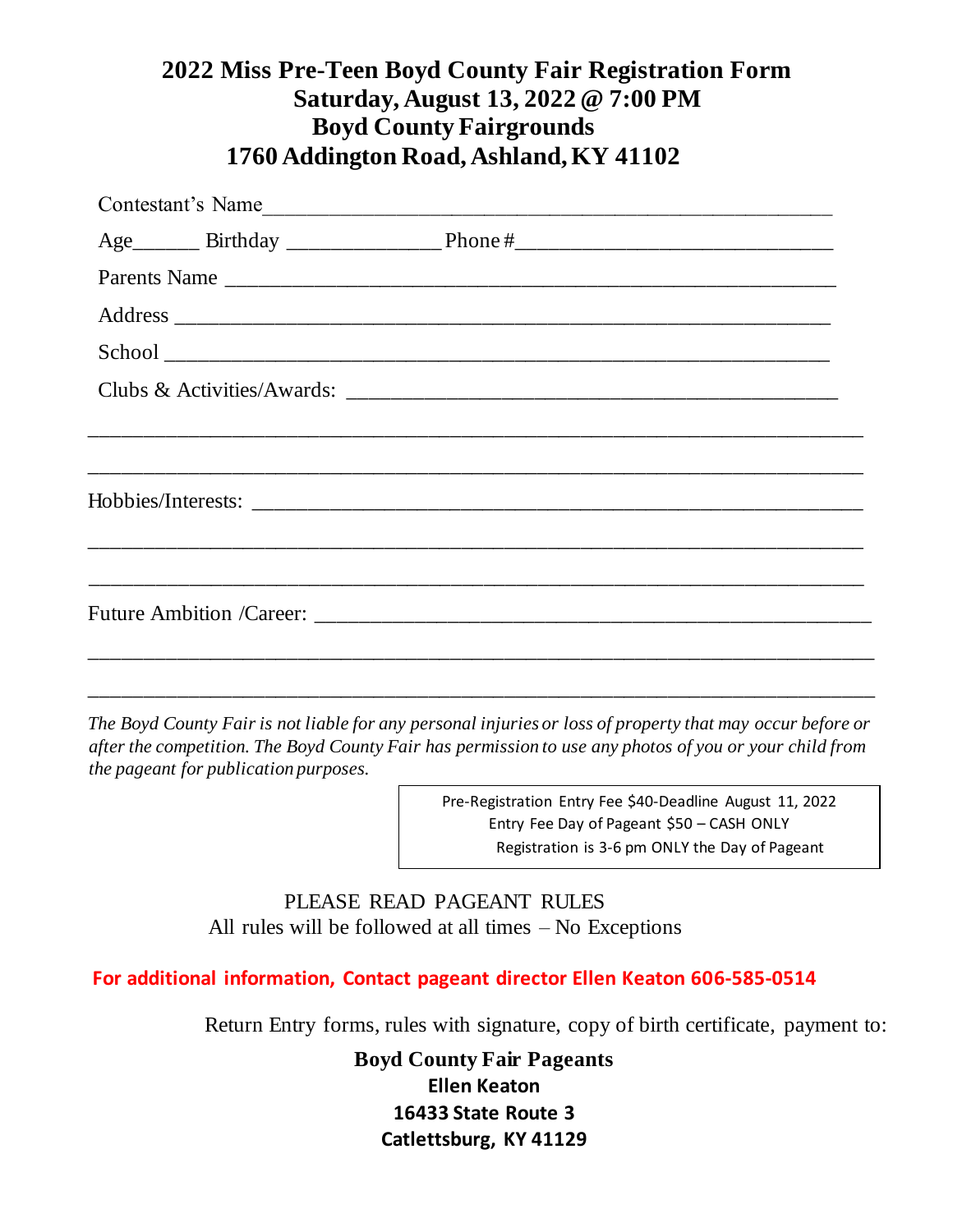# 2022 Miss Pre-Teen Boyd County Fair Registration Form
## Saturday, August 13, 2022 @ 7:00 PM
## Boyd County Fairgrounds
## 1760 Addington Road, Ashland, KY 41102

Contestant's Name_______________________________________________________

Age______ Birthday ______________ Phone #____________________________

Parents Name ___________________________________________________________

Address _______________________________________________________________

School ________________________________________________________________

Clubs & Activities/Awards: _____________________________________________

_______________________________________________________________________

_______________________________________________________________________

Hobbies/Interests: ______________________________________________________

_______________________________________________________________________

_______________________________________________________________________

Future Ambition /Career: _________________________________________________

_______________________________________________________________________

_______________________________________________________________________

*The Boyd County Fair is not liable for any personal injuries or loss of property that may occur before or after the competition. The Boyd County Fair has permission to use any photos of you or your child from the pageant for publication purposes.*

Pre-Registration Entry Fee $40-Deadline August 11, 2022
Entry Fee Day of Pageant $50 – CASH ONLY
Registration is 3-6 pm ONLY the Day of Pageant

PLEASE READ PAGEANT RULES
All rules will be followed at all times – No Exceptions

**For additional information, Contact pageant director Ellen Keaton 606-585-0514**

Return Entry forms, rules with signature, copy of birth certificate, payment to:

**Boyd County Fair Pageants**
**Ellen Keaton**
**16433 State Route 3**
**Catlettsburg, KY 41129**